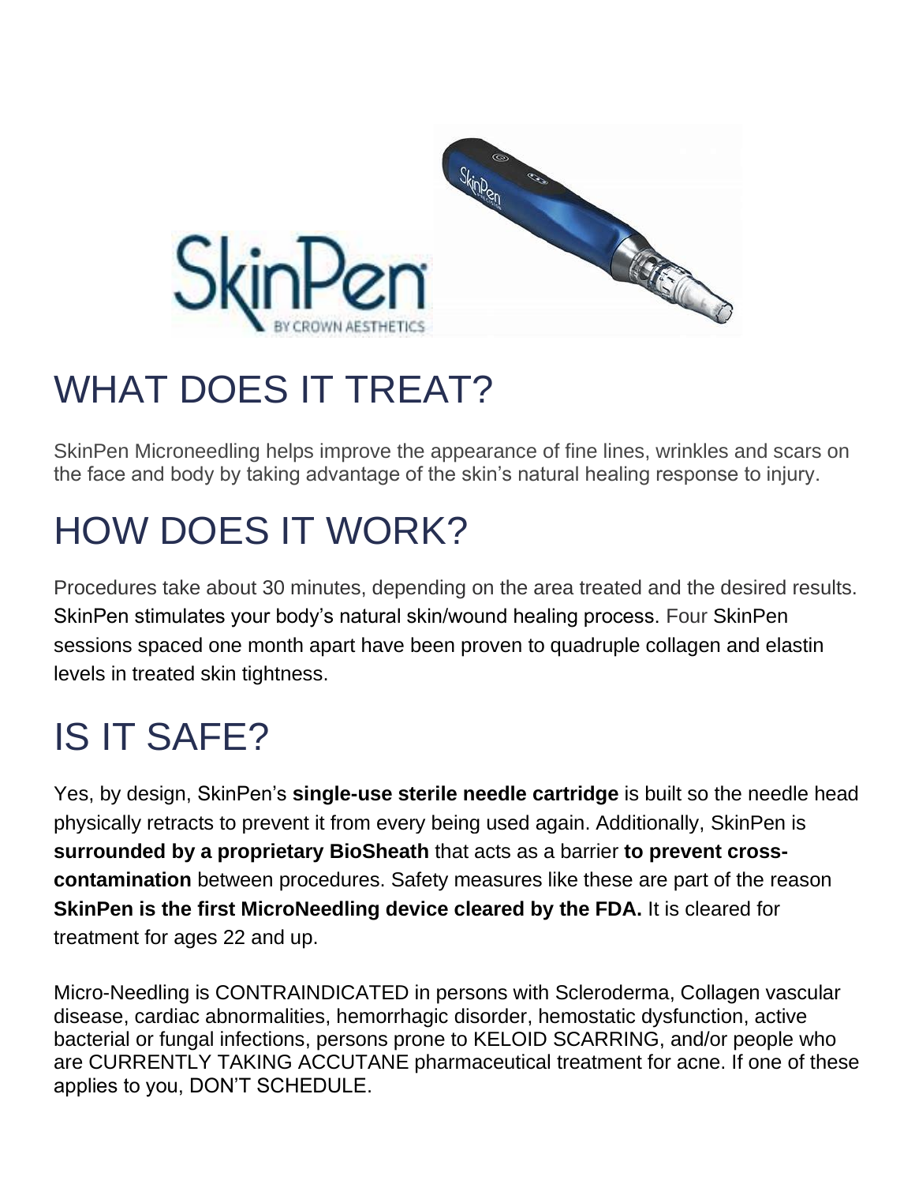# WHAT DOES IT TREAT?

SkinPen Microneedling helps improve the appearance of fine lines, wrinkles and scars on the face and body by taking advantage of the skin's natural healing response to injury.

# HOW DOES IT WORK?

Procedures take about 30 minutes, depending on the area treated and the desired results. SkinPen stimulates your body's natural skin/wound healing process. Four SkinPen sessions spaced one month apart have been proven to quadruple collagen and elastin levels in treated skin tightness.

# IS IT SAFE?

Yes, by design, SkinPen's **single-use sterile needle cartridge** is built so the needle head physically retracts to prevent it from every being used again. Additionally, SkinPen is **surrounded by a proprietary BioSheath** that acts as a barrier **to prevent cross-contamination** between procedures. Safety measures like these are part of the reason **SkinPen is the first MicroNeedling device cleared by the FDA.** It is cleared for treatment for ages 22 and up.

Micro-Needling is CONTRAINDICATED in persons with Scleroderma, Collagen vascular disease, cardiac abnormalities, hemorrhagic disorder, hemostatic dysfunction, active bacterial or fungal infections, persons prone to KELOID SCARRING, and/or people who are CURRENTLY TAKING ACCUTANE pharmaceutical treatment for acne. If one of these applies to you, DON'T SCHEDULE.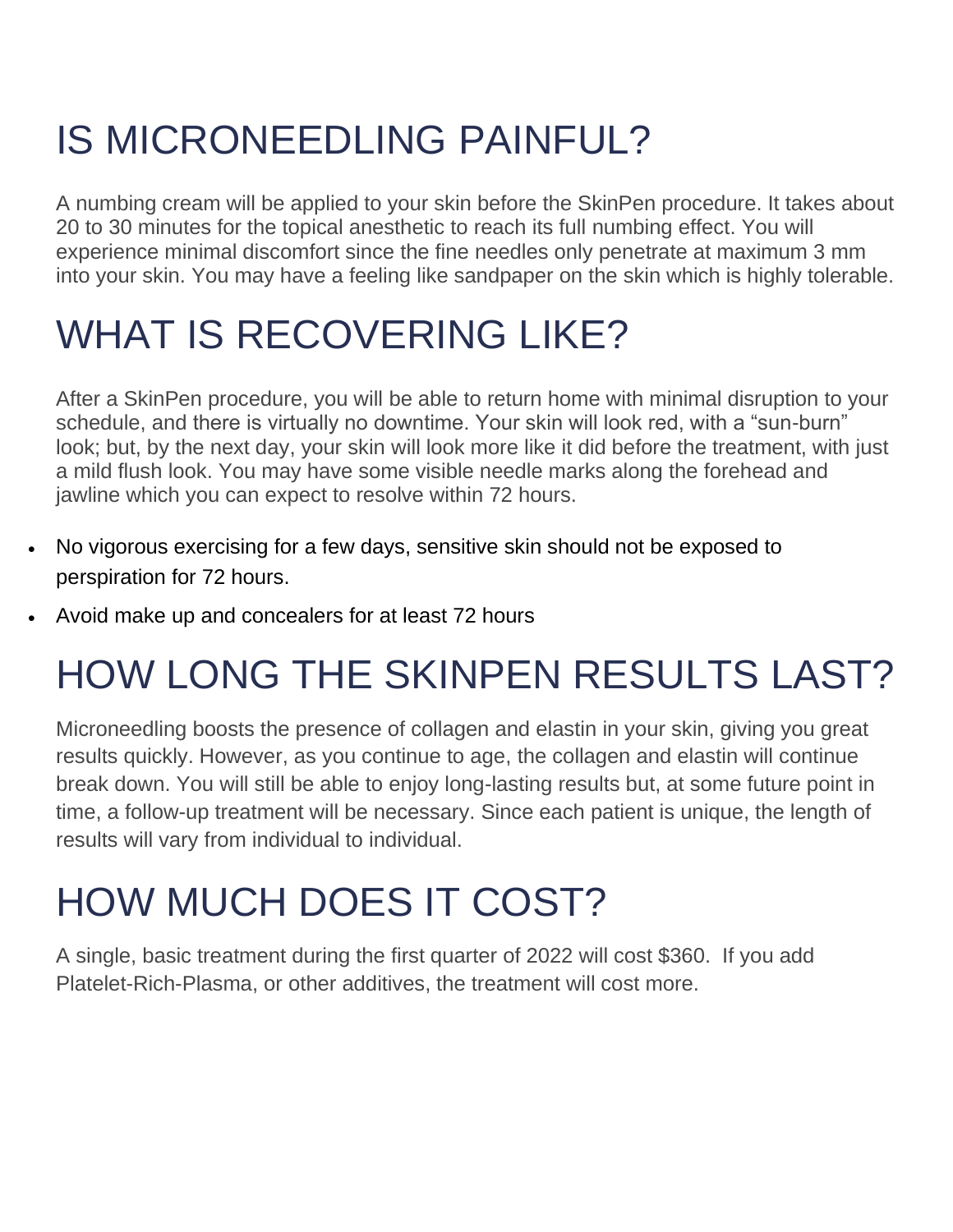# IS MICRONEEDLING PAINFUL?

A numbing cream will be applied to your skin before the SkinPen procedure. It takes about 20 to 30 minutes for the topical anesthetic to reach its full numbing effect. You will experience minimal discomfort since the fine needles only penetrate at maximum 3 mm into your skin. You may have a feeling like sandpaper on the skin which is highly tolerable.

# WHAT IS RECOVERING LIKE?

After a SkinPen procedure, you will be able to return home with minimal disruption to your schedule, and there is virtually no downtime. Your skin will look red, with a “sun-burn” look; but, by the next day, your skin will look more like it did before the treatment, with just a mild flush look. You may have some visible needle marks along the forehead and jawline which you can expect to resolve within 72 hours.

- No vigorous exercising for a few days, sensitive skin should not be exposed to perspiration for 72 hours.
- Avoid make up and concealers for at least 72 hours

# HOW LONG THE SKINPEN RESULTS LAST?

Microneedling boosts the presence of collagen and elastin in your skin, giving you great results quickly. However, as you continue to age, the collagen and elastin will continue break down. You will still be able to enjoy long-lasting results but, at some future point in time, a follow-up treatment will be necessary. Since each patient is unique, the length of results will vary from individual to individual.

# HOW MUCH DOES IT COST?

A single, basic treatment during the first quarter of 2022 will cost $360. If you add Platelet-Rich-Plasma, or other additives, the treatment will cost more.